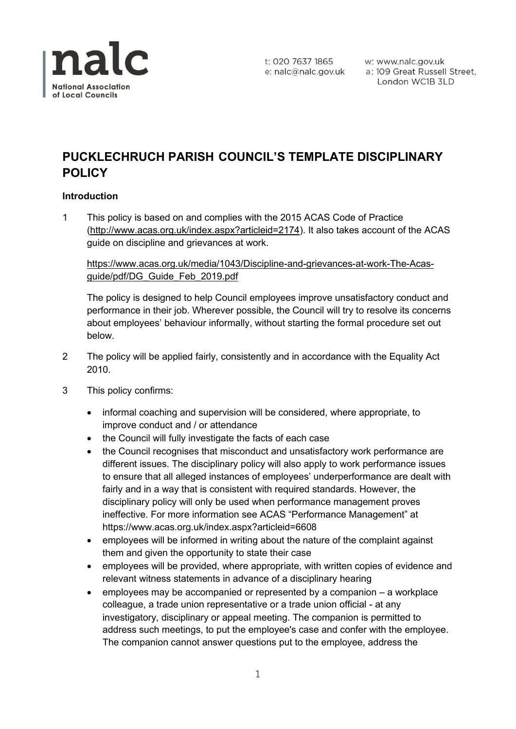# PUCKLECHRUCH PARISH COUNCIL'S TEMPLATE DISCIPLINARY POLICY

**Introduction**

1 This policy is based on and complies with the 2015 ACAS Code of Practice (http://www.acas.org.uk/index.aspx?articleid=2174). It also takes account of the ACAS guide on discipline and grievances at work.

https://www.acas.org.uk/media/1043/Discipline-and-grievances-at-work-The-Acas-guide/pdf/DG_Guide_Feb_2019.pdf

The policy is designed to help Council employees improve unsatisfactory conduct and performance in their job. Wherever possible, the Council will try to resolve its concerns about employees' behaviour informally, without starting the formal procedure set out below.

2 The policy will be applied fairly, consistently and in accordance with the Equality Act 2010.

3 This policy confirms:

- informal coaching and supervision will be considered, where appropriate, to improve conduct and / or attendance
- the Council will fully investigate the facts of each case
- the Council recognises that misconduct and unsatisfactory work performance are different issues. The disciplinary policy will also apply to work performance issues to ensure that all alleged instances of employees' underperformance are dealt with fairly and in a way that is consistent with required standards. However, the disciplinary policy will only be used when performance management proves ineffective. For more information see ACAS "Performance Management" at https://www.acas.org.uk/index.aspx?articleid=6608
- employees will be informed in writing about the nature of the complaint against them and given the opportunity to state their case
- employees will be provided, where appropriate, with written copies of evidence and relevant witness statements in advance of a disciplinary hearing
- employees may be accompanied or represented by a companion – a workplace colleague, a trade union representative or a trade union official - at any investigatory, disciplinary or appeal meeting. The companion is permitted to address such meetings, to put the employee's case and confer with the employee. The companion cannot answer questions put to the employee, address the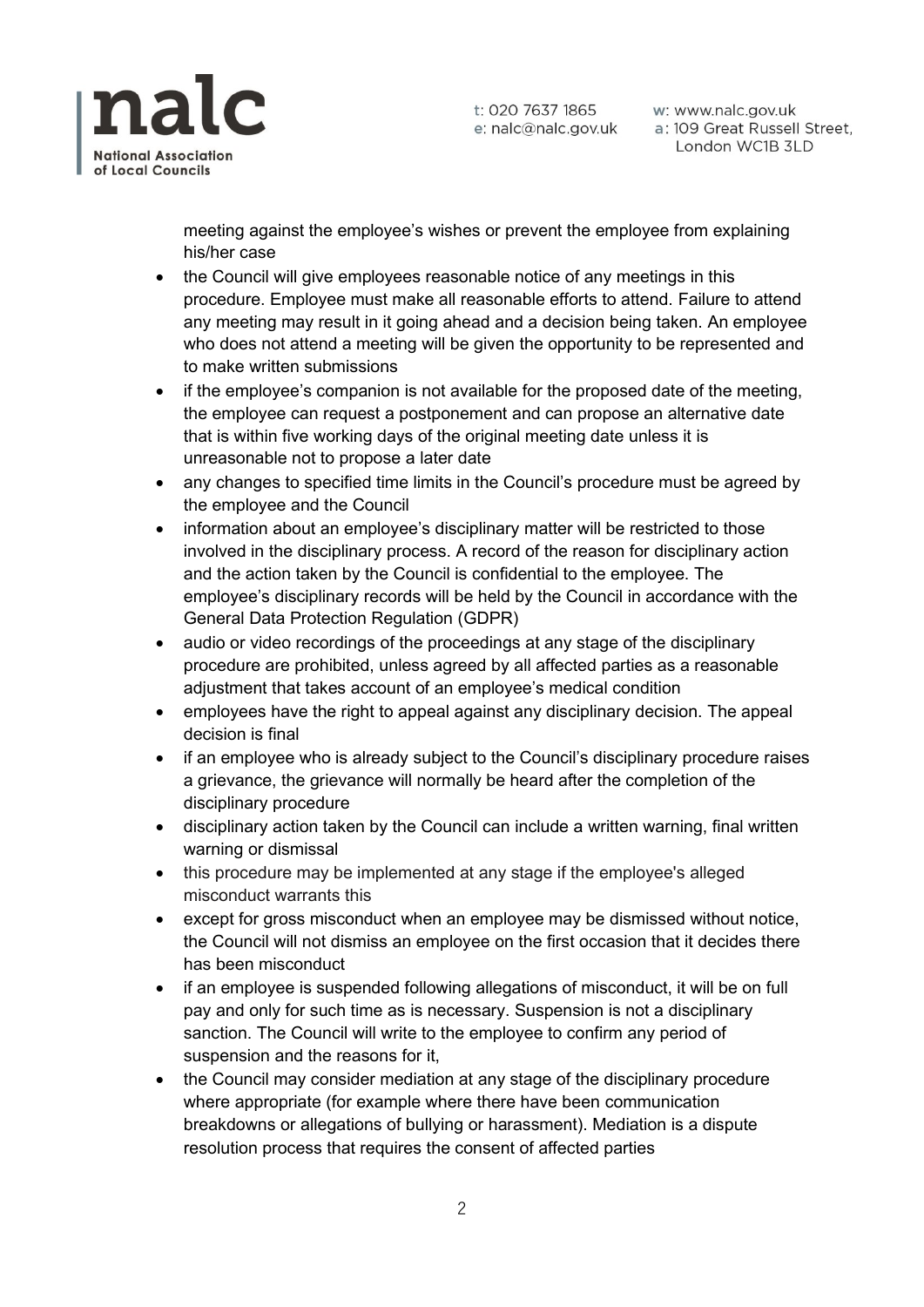meeting against the employee's wishes or prevent the employee from explaining his/her case

- the Council will give employees reasonable notice of any meetings in this procedure. Employee must make all reasonable efforts to attend. Failure to attend any meeting may result in it going ahead and a decision being taken. An employee who does not attend a meeting will be given the opportunity to be represented and to make written submissions
- if the employee's companion is not available for the proposed date of the meeting, the employee can request a postponement and can propose an alternative date that is within five working days of the original meeting date unless it is unreasonable not to propose a later date
- any changes to specified time limits in the Council's procedure must be agreed by the employee and the Council
- information about an employee's disciplinary matter will be restricted to those involved in the disciplinary process. A record of the reason for disciplinary action and the action taken by the Council is confidential to the employee. The employee's disciplinary records will be held by the Council in accordance with the General Data Protection Regulation (GDPR)
- audio or video recordings of the proceedings at any stage of the disciplinary procedure are prohibited, unless agreed by all affected parties as a reasonable adjustment that takes account of an employee's medical condition
- employees have the right to appeal against any disciplinary decision. The appeal decision is final
- if an employee who is already subject to the Council's disciplinary procedure raises a grievance, the grievance will normally be heard after the completion of the disciplinary procedure
- disciplinary action taken by the Council can include a written warning, final written warning or dismissal
- this procedure may be implemented at any stage if the employee's alleged misconduct warrants this
- except for gross misconduct when an employee may be dismissed without notice, the Council will not dismiss an employee on the first occasion that it decides there has been misconduct
- if an employee is suspended following allegations of misconduct, it will be on full pay and only for such time as is necessary. Suspension is not a disciplinary sanction. The Council will write to the employee to confirm any period of suspension and the reasons for it,
- the Council may consider mediation at any stage of the disciplinary procedure where appropriate (for example where there have been communication breakdowns or allegations of bullying or harassment). Mediation is a dispute resolution process that requires the consent of affected parties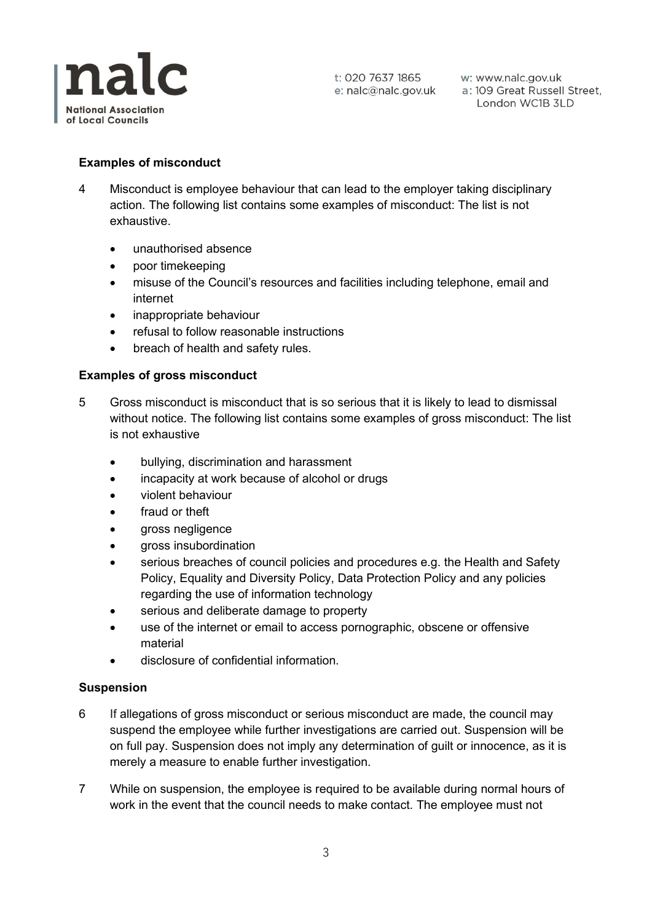**Examples of misconduct**

4 Misconduct is employee behaviour that can lead to the employer taking disciplinary action. The following list contains some examples of misconduct: The list is not exhaustive.

- unauthorised absence
- poor timekeeping
- misuse of the Council's resources and facilities including telephone, email and internet
- inappropriate behaviour
- refusal to follow reasonable instructions
- breach of health and safety rules.

**Examples of gross misconduct**

5 Gross misconduct is misconduct that is so serious that it is likely to lead to dismissal without notice. The following list contains some examples of gross misconduct: The list is not exhaustive

- bullying, discrimination and harassment
- incapacity at work because of alcohol or drugs
- violent behaviour
- fraud or theft
- gross negligence
- gross insubordination
- serious breaches of council policies and procedures e.g. the Health and Safety Policy, Equality and Diversity Policy, Data Protection Policy and any policies regarding the use of information technology
- serious and deliberate damage to property
- use of the internet or email to access pornographic, obscene or offensive material
- disclosure of confidential information.

**Suspension**

6 If allegations of gross misconduct or serious misconduct are made, the council may suspend the employee while further investigations are carried out. Suspension will be on full pay. Suspension does not imply any determination of guilt or innocence, as it is merely a measure to enable further investigation.

7 While on suspension, the employee is required to be available during normal hours of work in the event that the council needs to make contact. The employee must not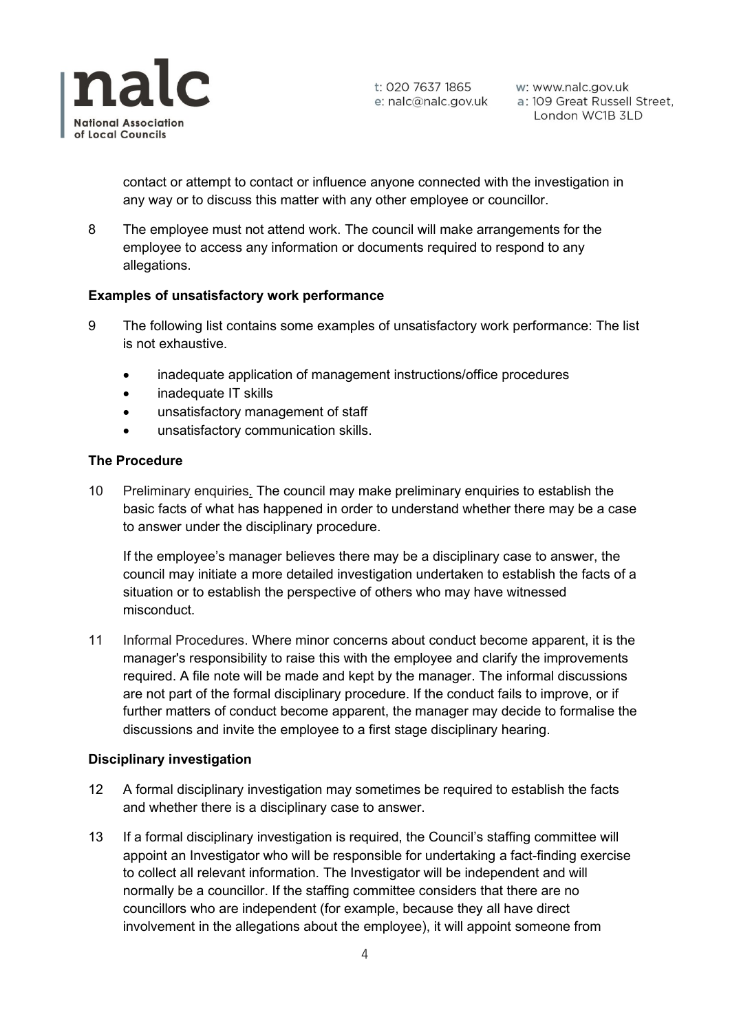contact or attempt to contact or influence anyone connected with the investigation in any way or to discuss this matter with any other employee or councillor.

8 The employee must not attend work. The council will make arrangements for the employee to access any information or documents required to respond to any allegations.

**Examples of unsatisfactory work performance**

9 The following list contains some examples of unsatisfactory work performance: The list is not exhaustive.

- inadequate application of management instructions/office procedures
- inadequate IT skills
- unsatisfactory management of staff
- unsatisfactory communication skills.

**The Procedure**

10 Preliminary enquiries. The council may make preliminary enquiries to establish the basic facts of what has happened in order to understand whether there may be a case to answer under the disciplinary procedure.

If the employee's manager believes there may be a disciplinary case to answer, the council may initiate a more detailed investigation undertaken to establish the facts of a situation or to establish the perspective of others who may have witnessed misconduct.

11 Informal Procedures. Where minor concerns about conduct become apparent, it is the manager's responsibility to raise this with the employee and clarify the improvements required. A file note will be made and kept by the manager. The informal discussions are not part of the formal disciplinary procedure. If the conduct fails to improve, or if further matters of conduct become apparent, the manager may decide to formalise the discussions and invite the employee to a first stage disciplinary hearing.

**Disciplinary investigation**

12 A formal disciplinary investigation may sometimes be required to establish the facts and whether there is a disciplinary case to answer.

13 If a formal disciplinary investigation is required, the Council's staffing committee will appoint an Investigator who will be responsible for undertaking a fact-finding exercise to collect all relevant information. The Investigator will be independent and will normally be a councillor. If the staffing committee considers that there are no councillors who are independent (for example, because they all have direct involvement in the allegations about the employee), it will appoint someone from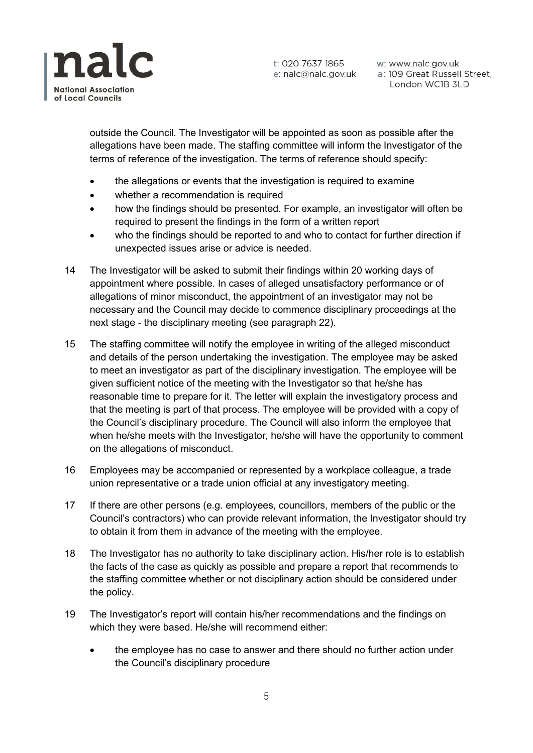outside the Council. The Investigator will be appointed as soon as possible after the allegations have been made. The staffing committee will inform the Investigator of the terms of reference of the investigation. The terms of reference should specify:

- the allegations or events that the investigation is required to examine
- whether a recommendation is required
- how the findings should be presented. For example, an investigator will often be required to present the findings in the form of a written report
- who the findings should be reported to and who to contact for further direction if unexpected issues arise or advice is needed.

14 The Investigator will be asked to submit their findings within 20 working days of appointment where possible. In cases of alleged unsatisfactory performance or of allegations of minor misconduct, the appointment of an investigator may not be necessary and the Council may decide to commence disciplinary proceedings at the next stage - the disciplinary meeting (see paragraph 22).

15 The staffing committee will notify the employee in writing of the alleged misconduct and details of the person undertaking the investigation. The employee may be asked to meet an investigator as part of the disciplinary investigation. The employee will be given sufficient notice of the meeting with the Investigator so that he/she has reasonable time to prepare for it. The letter will explain the investigatory process and that the meeting is part of that process. The employee will be provided with a copy of the Council's disciplinary procedure. The Council will also inform the employee that when he/she meets with the Investigator, he/she will have the opportunity to comment on the allegations of misconduct.

16 Employees may be accompanied or represented by a workplace colleague, a trade union representative or a trade union official at any investigatory meeting.

17 If there are other persons (e.g. employees, councillors, members of the public or the Council's contractors) who can provide relevant information, the Investigator should try to obtain it from them in advance of the meeting with the employee.

18 The Investigator has no authority to take disciplinary action. His/her role is to establish the facts of the case as quickly as possible and prepare a report that recommends to the staffing committee whether or not disciplinary action should be considered under the policy.

19 The Investigator's report will contain his/her recommendations and the findings on which they were based. He/she will recommend either:

- the employee has no case to answer and there should no further action under the Council's disciplinary procedure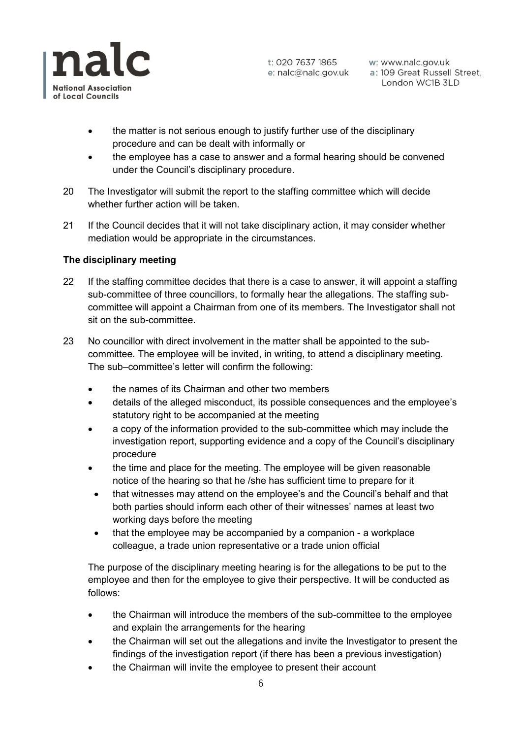- the matter is not serious enough to justify further use of the disciplinary procedure and can be dealt with informally or
- the employee has a case to answer and a formal hearing should be convened under the Council's disciplinary procedure.

20 The Investigator will submit the report to the staffing committee which will decide whether further action will be taken.

21 If the Council decides that it will not take disciplinary action, it may consider whether mediation would be appropriate in the circumstances.

**The disciplinary meeting**

22 If the staffing committee decides that there is a case to answer, it will appoint a staffing sub-committee of three councillors, to formally hear the allegations. The staffing sub-committee will appoint a Chairman from one of its members. The Investigator shall not sit on the sub-committee.

23 No councillor with direct involvement in the matter shall be appointed to the sub-committee. The employee will be invited, in writing, to attend a disciplinary meeting. The sub–committee's letter will confirm the following:

- the names of its Chairman and other two members
- details of the alleged misconduct, its possible consequences and the employee's statutory right to be accompanied at the meeting
- a copy of the information provided to the sub-committee which may include the investigation report, supporting evidence and a copy of the Council's disciplinary procedure
- the time and place for the meeting. The employee will be given reasonable notice of the hearing so that he /she has sufficient time to prepare for it
- that witnesses may attend on the employee's and the Council's behalf and that both parties should inform each other of their witnesses' names at least two working days before the meeting
- that the employee may be accompanied by a companion - a workplace colleague, a trade union representative or a trade union official

The purpose of the disciplinary meeting hearing is for the allegations to be put to the employee and then for the employee to give their perspective. It will be conducted as follows:

- the Chairman will introduce the members of the sub-committee to the employee and explain the arrangements for the hearing
- the Chairman will set out the allegations and invite the Investigator to present the findings of the investigation report (if there has been a previous investigation)
- the Chairman will invite the employee to present their account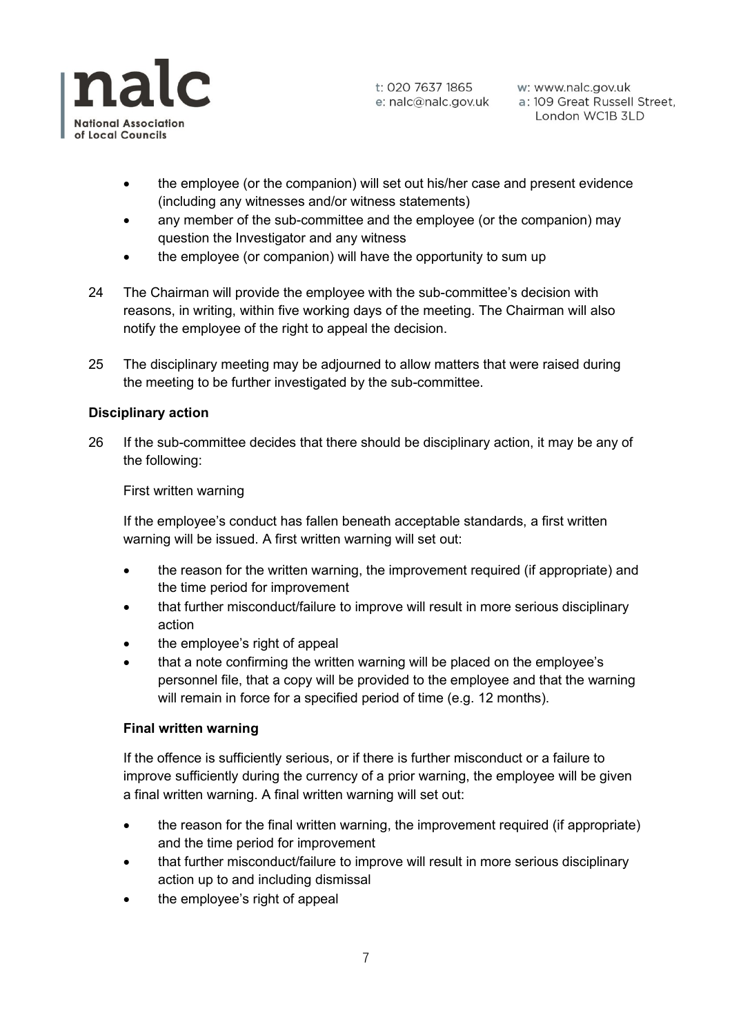- the employee (or the companion) will set out his/her case and present evidence (including any witnesses and/or witness statements)
- any member of the sub-committee and the employee (or the companion) may question the Investigator and any witness
- the employee (or companion) will have the opportunity to sum up

24 The Chairman will provide the employee with the sub-committee's decision with reasons, in writing, within five working days of the meeting. The Chairman will also notify the employee of the right to appeal the decision.

25 The disciplinary meeting may be adjourned to allow matters that were raised during the meeting to be further investigated by the sub-committee.

**Disciplinary action**

26 If the sub-committee decides that there should be disciplinary action, it may be any of the following:

First written warning

If the employee's conduct has fallen beneath acceptable standards, a first written warning will be issued. A first written warning will set out:

- the reason for the written warning, the improvement required (if appropriate) and the time period for improvement
- that further misconduct/failure to improve will result in more serious disciplinary action
- the employee's right of appeal
- that a note confirming the written warning will be placed on the employee's personnel file, that a copy will be provided to the employee and that the warning will remain in force for a specified period of time (e.g. 12 months).

**Final written warning**

If the offence is sufficiently serious, or if there is further misconduct or a failure to improve sufficiently during the currency of a prior warning, the employee will be given a final written warning. A final written warning will set out:

- the reason for the final written warning, the improvement required (if appropriate) and the time period for improvement
- that further misconduct/failure to improve will result in more serious disciplinary action up to and including dismissal
- the employee's right of appeal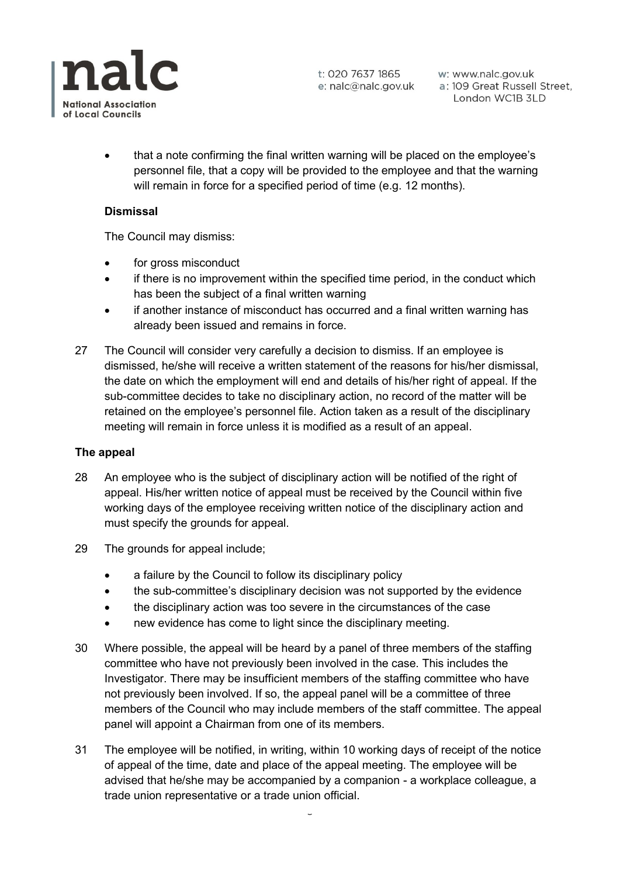- that a note confirming the final written warning will be placed on the employee's personnel file, that a copy will be provided to the employee and that the warning will remain in force for a specified period of time (e.g. 12 months).

**Dismissal**

The Council may dismiss:

- for gross misconduct
- if there is no improvement within the specified time period, in the conduct which has been the subject of a final written warning
- if another instance of misconduct has occurred and a final written warning has already been issued and remains in force.

27 The Council will consider very carefully a decision to dismiss. If an employee is dismissed, he/she will receive a written statement of the reasons for his/her dismissal, the date on which the employment will end and details of his/her right of appeal. If the sub-committee decides to take no disciplinary action, no record of the matter will be retained on the employee's personnel file. Action taken as a result of the disciplinary meeting will remain in force unless it is modified as a result of an appeal.

**The appeal**

28 An employee who is the subject of disciplinary action will be notified of the right of appeal. His/her written notice of appeal must be received by the Council within five working days of the employee receiving written notice of the disciplinary action and must specify the grounds for appeal.

29 The grounds for appeal include;

- a failure by the Council to follow its disciplinary policy
- the sub-committee's disciplinary decision was not supported by the evidence
- the disciplinary action was too severe in the circumstances of the case
- new evidence has come to light since the disciplinary meeting.

30 Where possible, the appeal will be heard by a panel of three members of the staffing committee who have not previously been involved in the case. This includes the Investigator. There may be insufficient members of the staffing committee who have not previously been involved. If so, the appeal panel will be a committee of three members of the Council who may include members of the staff committee. The appeal panel will appoint a Chairman from one of its members.

31 The employee will be notified, in writing, within 10 working days of receipt of the notice of appeal of the time, date and place of the appeal meeting. The employee will be advised that he/she may be accompanied by a companion - a workplace colleague, a trade union representative or a trade union official.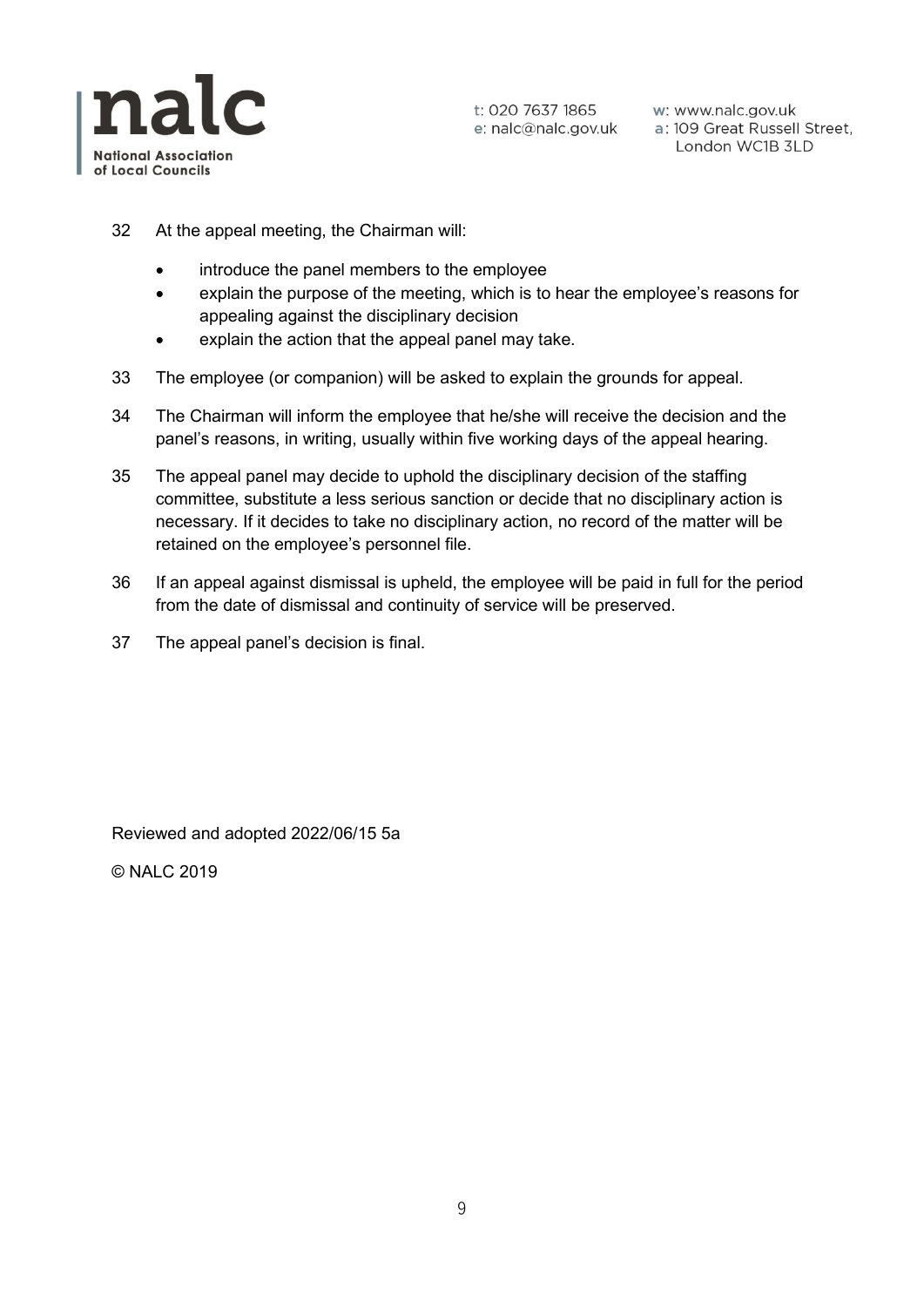32 At the appeal meeting, the Chairman will:

- introduce the panel members to the employee
- explain the purpose of the meeting, which is to hear the employee's reasons for appealing against the disciplinary decision
- explain the action that the appeal panel may take.

33 The employee (or companion) will be asked to explain the grounds for appeal.

34 The Chairman will inform the employee that he/she will receive the decision and the panel's reasons, in writing, usually within five working days of the appeal hearing.

35 The appeal panel may decide to uphold the disciplinary decision of the staffing committee, substitute a less serious sanction or decide that no disciplinary action is necessary. If it decides to take no disciplinary action, no record of the matter will be retained on the employee's personnel file.

36 If an appeal against dismissal is upheld, the employee will be paid in full for the period from the date of dismissal and continuity of service will be preserved.

37 The appeal panel's decision is final.

Reviewed and adopted 2022/06/15 5a

© NALC 2019